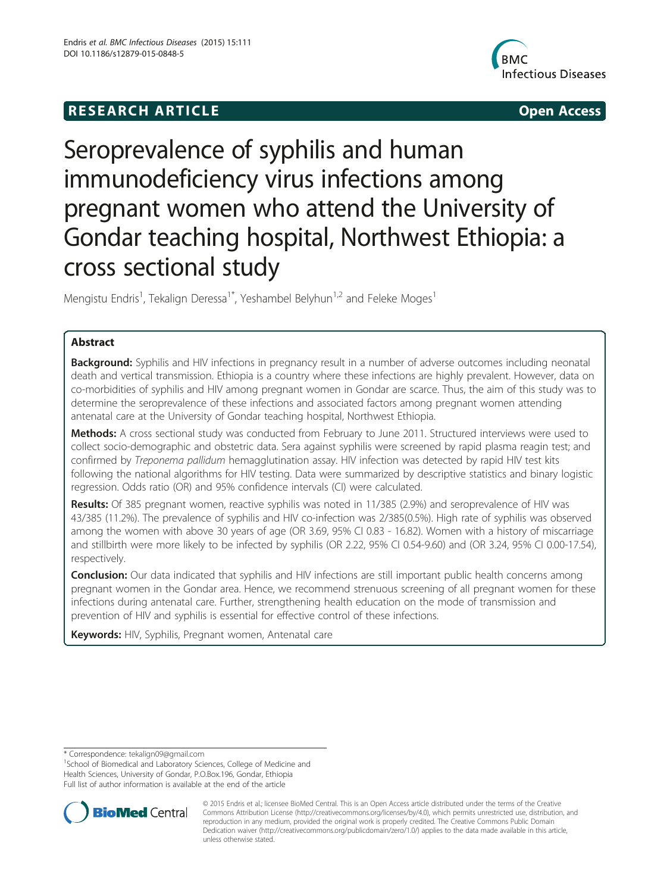**RESEARCH ARTICLE** **Open Access**

# Seroprevalence of syphilis and human immunodeficiency virus infections among pregnant women who attend the University of Gondar teaching hospital, Northwest Ethiopia: a cross sectional study

Mengistu Endris[1], Tekalign Deressa[1*], Yeshambel Belyhun[1,2] and Feleke Moges[1]

## Abstract

**Background:** Syphilis and HIV infections in pregnancy result in a number of adverse outcomes including neonatal death and vertical transmission. Ethiopia is a country where these infections are highly prevalent. However, data on co-morbidities of syphilis and HIV among pregnant women in Gondar are scarce. Thus, the aim of this study was to determine the seroprevalence of these infections and associated factors among pregnant women attending antenatal care at the University of Gondar teaching hospital, Northwest Ethiopia.

**Methods:** A cross sectional study was conducted from February to June 2011. Structured interviews were used to collect socio-demographic and obstetric data. Sera against syphilis were screened by rapid plasma reagin test; and confirmed by *Treponema pallidum* hemagglutination assay. HIV infection was detected by rapid HIV test kits following the national algorithms for HIV testing. Data were summarized by descriptive statistics and binary logistic regression. Odds ratio (OR) and 95% confidence intervals (CI) were calculated.

**Results:** Of 385 pregnant women, reactive syphilis was noted in 11/385 (2.9%) and seroprevalence of HIV was 43/385 (11.2%). The prevalence of syphilis and HIV co-infection was 2/385(0.5%). High rate of syphilis was observed among the women with above 30 years of age (OR 3.69, 95% CI 0.83 - 16.82). Women with a history of miscarriage and stillbirth were more likely to be infected by syphilis (OR 2.22, 95% CI 0.54-9.60) and (OR 3.24, 95% CI 0.00-17.54), respectively.

**Conclusion:** Our data indicated that syphilis and HIV infections are still important public health concerns among pregnant women in the Gondar area. Hence, we recommend strenuous screening of all pregnant women for these infections during antenatal care. Further, strengthening health education on the mode of transmission and prevention of HIV and syphilis is essential for effective control of these infections.

**Keywords:** HIV, Syphilis, Pregnant women, Antenatal care

---

\* Correspondence: tekalign09@gmail.com
[1]School of Biomedical and Laboratory Sciences, College of Medicine and Health Sciences, University of Gondar, P.O.Box.196, Gondar, Ethiopia
Full list of author information is available at the end of the article

© 2015 Endris et al.; licensee BioMed Central. This is an Open Access article distributed under the terms of the Creative Commons Attribution License (http://creativecommons.org/licenses/by/4.0), which permits unrestricted use, distribution, and reproduction in any medium, provided the original work is properly credited. The Creative Commons Public Domain Dedication waiver (http://creativecommons.org/publicdomain/zero/1.0/) applies to the data made available in this article, unless otherwise stated.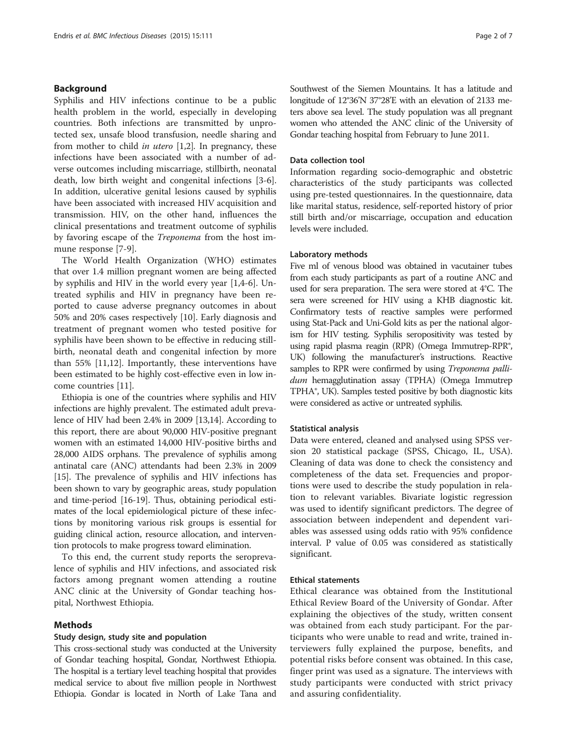## Background

Syphilis and HIV infections continue to be a public health problem in the world, especially in developing countries. Both infections are transmitted by unprotected sex, unsafe blood transfusion, needle sharing and from mother to child *in utero* [1,2]. In pregnancy, these infections have been associated with a number of adverse outcomes including miscarriage, stillbirth, neonatal death, low birth weight and congenital infections [3-6]. In addition, ulcerative genital lesions caused by syphilis have been associated with increased HIV acquisition and transmission. HIV, on the other hand, influences the clinical presentations and treatment outcome of syphilis by favoring escape of the *Treponema* from the host immune response [7-9].

The World Health Organization (WHO) estimates that over 1.4 million pregnant women are being affected by syphilis and HIV in the world every year [1,4-6]. Untreated syphilis and HIV in pregnancy have been reported to cause adverse pregnancy outcomes in about 50% and 20% cases respectively [10]. Early diagnosis and treatment of pregnant women who tested positive for syphilis have been shown to be effective in reducing stillbirth, neonatal death and congenital infection by more than 55% [11,12]. Importantly, these interventions have been estimated to be highly cost-effective even in low income countries [11].

Ethiopia is one of the countries where syphilis and HIV infections are highly prevalent. The estimated adult prevalence of HIV had been 2.4% in 2009 [13,14]. According to this report, there are about 90,000 HIV-positive pregnant women with an estimated 14,000 HIV-positive births and 28,000 AIDS orphans. The prevalence of syphilis among antinatal care (ANC) attendants had been 2.3% in 2009 [15]. The prevalence of syphilis and HIV infections has been shown to vary by geographic areas, study population and time-period [16-19]. Thus, obtaining periodical estimates of the local epidemiological picture of these infections by monitoring various risk groups is essential for guiding clinical action, resource allocation, and intervention protocols to make progress toward elimination.

To this end, the current study reports the seroprevalence of syphilis and HIV infections, and associated risk factors among pregnant women attending a routine ANC clinic at the University of Gondar teaching hospital, Northwest Ethiopia.

## Methods

### Study design, study site and population

This cross-sectional study was conducted at the University of Gondar teaching hospital, Gondar, Northwest Ethiopia. The hospital is a tertiary level teaching hospital that provides medical service to about five million people in Northwest Ethiopia. Gondar is located in North of Lake Tana and Southwest of the Siemen Mountains. It has a latitude and longitude of 12°36'N 37°28'E with an elevation of 2133 meters above sea level. The study population was all pregnant women who attended the ANC clinic of the University of Gondar teaching hospital from February to June 2011.

### Data collection tool

Information regarding socio-demographic and obstetric characteristics of the study participants was collected using pre-tested questionnaires. In the questionnaire, data like marital status, residence, self-reported history of prior still birth and/or miscarriage, occupation and education levels were included.

### Laboratory methods

Five ml of venous blood was obtained in vacutainer tubes from each study participants as part of a routine ANC and used for sera preparation. The sera were stored at 4°C. The sera were screened for HIV using a KHB diagnostic kit. Confirmatory tests of reactive samples were performed using Stat-Pack and Uni-Gold kits as per the national algorism for HIV testing. Syphilis seropositivity was tested by using rapid plasma reagin (RPR) (Omega Immutrep-RPR®, UK) following the manufacturer's instructions. Reactive samples to RPR were confirmed by using *Treponema pallidum* hemagglutination assay (TPHA) (Omega Immutrep TPHA®, UK). Samples tested positive by both diagnostic kits were considered as active or untreated syphilis.

### Statistical analysis

Data were entered, cleaned and analysed using SPSS version 20 statistical package (SPSS, Chicago, IL, USA). Cleaning of data was done to check the consistency and completeness of the data set. Frequencies and proportions were used to describe the study population in relation to relevant variables. Bivariate logistic regression was used to identify significant predictors. The degree of association between independent and dependent variables was assessed using odds ratio with 95% confidence interval. P value of 0.05 was considered as statistically significant.

### Ethical statements

Ethical clearance was obtained from the Institutional Ethical Review Board of the University of Gondar. After explaining the objectives of the study, written consent was obtained from each study participant. For the participants who were unable to read and write, trained interviewers fully explained the purpose, benefits, and potential risks before consent was obtained. In this case, finger print was used as a signature. The interviews with study participants were conducted with strict privacy and assuring confidentiality.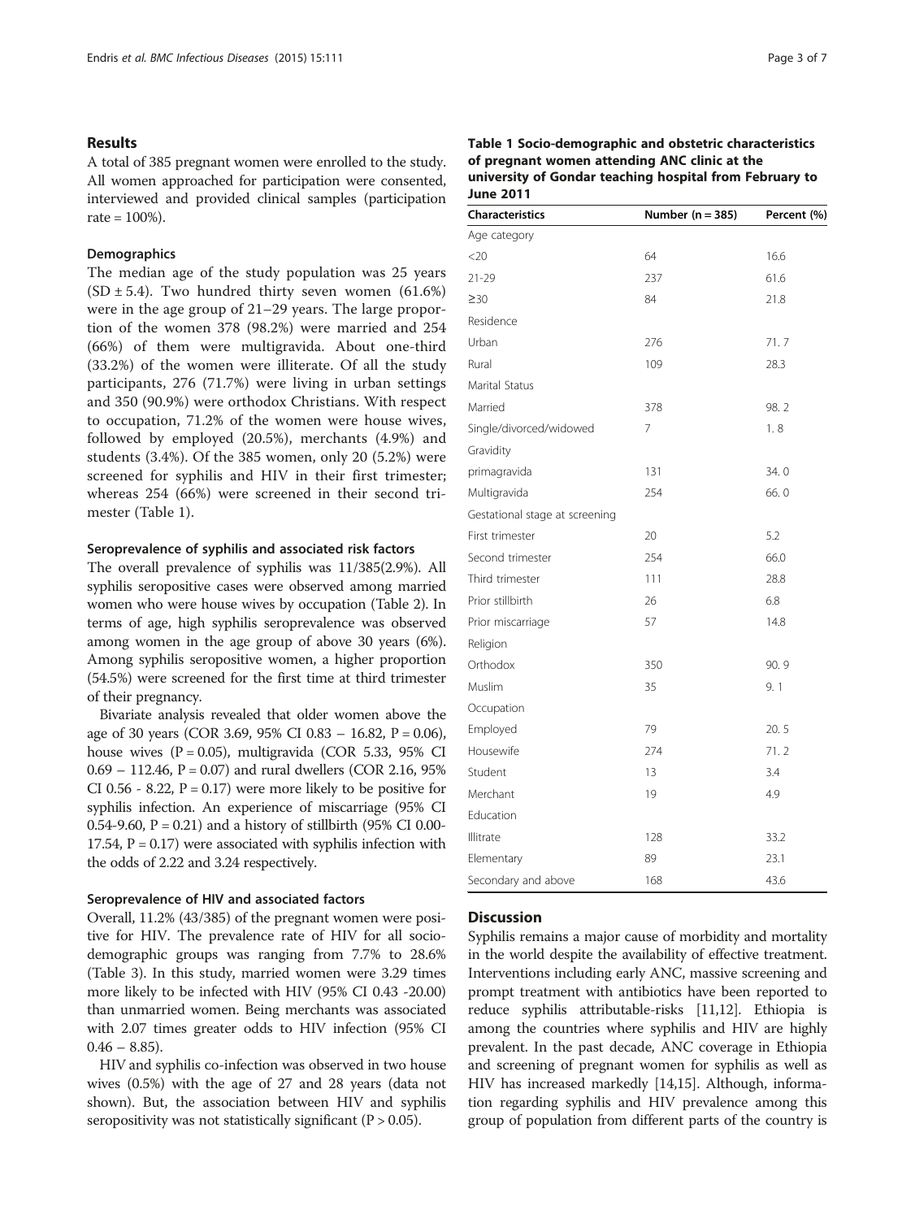## Results

A total of 385 pregnant women were enrolled to the study. All women approached for participation were consented, interviewed and provided clinical samples (participation rate = 100%).

### Demographics

The median age of the study population was 25 years (SD ± 5.4). Two hundred thirty seven women (61.6%) were in the age group of 21–29 years. The large proportion of the women 378 (98.2%) were married and 254 (66%) of them were multigravida. About one-third (33.2%) of the women were illiterate. Of all the study participants, 276 (71.7%) were living in urban settings and 350 (90.9%) were orthodox Christians. With respect to occupation, 71.2% of the women were house wives, followed by employed (20.5%), merchants (4.9%) and students (3.4%). Of the 385 women, only 20 (5.2%) were screened for syphilis and HIV in their first trimester; whereas 254 (66%) were screened in their second trimester (Table 1).

**Table 1 Socio-demographic and obstetric characteristics of pregnant women attending ANC clinic at the university of Gondar teaching hospital from February to June 2011**

| Characteristics | Number (n = 385) | Percent (%) |
|---|---|---|
| Age category | | |
| <20 | 64 | 16.6 |
| 21-29 | 237 | 61.6 |
| ≥30 | 84 | 21.8 |
| Residence | | |
| Urban | 276 | 71. 7 |
| Rural | 109 | 28.3 |
| Marital Status | | |
| Married | 378 | 98. 2 |
| Single/divorced/widowed | 7 | 1. 8 |
| Gravidity | | |
| primagravida | 131 | 34. 0 |
| Multigravida | 254 | 66. 0 |
| Gestational stage at screening | | |
| First trimester | 20 | 5.2 |
| Second trimester | 254 | 66.0 |
| Third trimester | 111 | 28.8 |
| Prior stillbirth | 26 | 6.8 |
| Prior miscarriage | 57 | 14.8 |
| Religion | | |
| Orthodox | 350 | 90. 9 |
| Muslim | 35 | 9. 1 |
| Occupation | | |
| Employed | 79 | 20. 5 |
| Housewife | 274 | 71. 2 |
| Student | 13 | 3.4 |
| Merchant | 19 | 4.9 |
| Education | | |
| Illitrate | 128 | 33.2 |
| Elementary | 89 | 23.1 |
| Secondary and above | 168 | 43.6 |

### Seroprevalence of syphilis and associated risk factors

The overall prevalence of syphilis was 11/385(2.9%). All syphilis seropositive cases were observed among married women who were house wives by occupation (Table 2). In terms of age, high syphilis seroprevalence was observed among women in the age group of above 30 years (6%). Among syphilis seropositive women, a higher proportion (54.5%) were screened for the first time at third trimester of their pregnancy.

Bivariate analysis revealed that older women above the age of 30 years (COR 3.69, 95% CI 0.83 – 16.82, P = 0.06), house wives (P = 0.05), multigravida (COR 5.33, 95% CI 0.69 – 112.46, P = 0.07) and rural dwellers (COR 2.16, 95% CI 0.56 - 8.22, P = 0.17) were more likely to be positive for syphilis infection. An experience of miscarriage (95% CI 0.54-9.60, P = 0.21) and a history of stillbirth (95% CI 0.00-17.54, P = 0.17) were associated with syphilis infection with the odds of 2.22 and 3.24 respectively.

### Seroprevalence of HIV and associated factors

Overall, 11.2% (43/385) of the pregnant women were positive for HIV. The prevalence rate of HIV for all socio-demographic groups was ranging from 7.7% to 28.6% (Table 3). In this study, married women were 3.29 times more likely to be infected with HIV (95% CI 0.43 -20.00) than unmarried women. Being merchants was associated with 2.07 times greater odds to HIV infection (95% CI 0.46 – 8.85).

HIV and syphilis co-infection was observed in two house wives (0.5%) with the age of 27 and 28 years (data not shown). But, the association between HIV and syphilis seropositivity was not statistically significant (P > 0.05).

## Discussion

Syphilis remains a major cause of morbidity and mortality in the world despite the availability of effective treatment. Interventions including early ANC, massive screening and prompt treatment with antibiotics have been reported to reduce syphilis attributable-risks [11,12]. Ethiopia is among the countries where syphilis and HIV are highly prevalent. In the past decade, ANC coverage in Ethiopia and screening of pregnant women for syphilis as well as HIV has increased markedly [14,15]. Although, information regarding syphilis and HIV prevalence among this group of population from different parts of the country is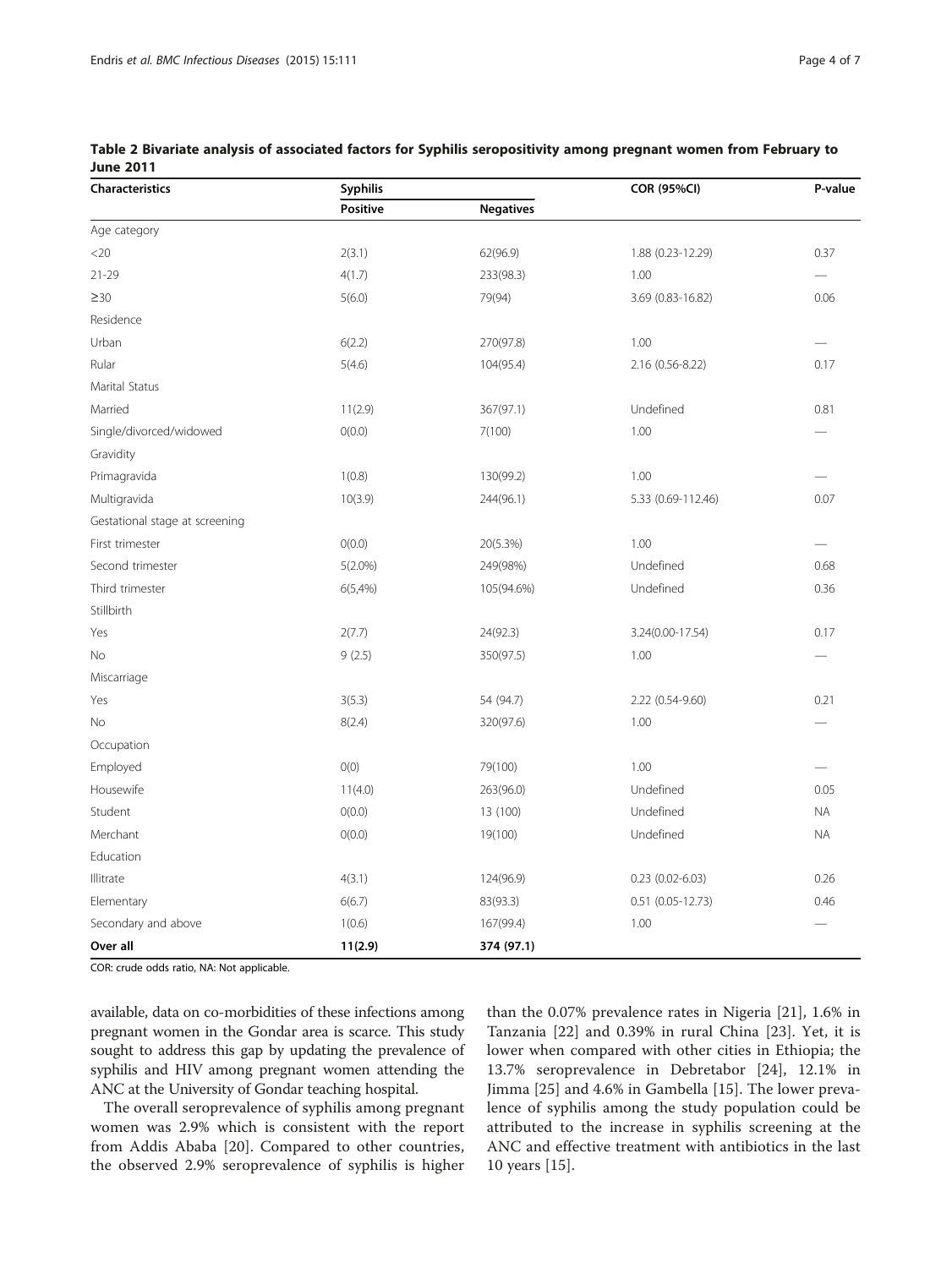**Table 2 Bivariate analysis of associated factors for Syphilis seropositivity among pregnant women from February to June 2011**

| Characteristics | Syphilis | | COR (95%CI) | P-value |
|---|---|---|---|---|
| | Positive | Negatives | | |
| Age category | | | | |
| <20 | 2(3.1) | 62(96.9) | 1.88 (0.23-12.29) | 0.37 |
| 21-29 | 4(1.7) | 233(98.3) | 1.00 | — |
| ≥30 | 5(6.0) | 79(94) | 3.69 (0.83-16.82) | 0.06 |
| Residence | | | | |
| Urban | 6(2.2) | 270(97.8) | 1.00 | — |
| Rular | 5(4.6) | 104(95.4) | 2.16 (0.56-8.22) | 0.17 |
| Marital Status | | | | |
| Married | 11(2.9) | 367(97.1) | Undefined | 0.81 |
| Single/divorced/widowed | 0(0.0) | 7(100) | 1.00 | — |
| Gravidity | | | | |
| Primagravida | 1(0.8) | 130(99.2) | 1.00 | — |
| Multigravida | 10(3.9) | 244(96.1) | 5.33 (0.69-112.46) | 0.07 |
| Gestational stage at screening | | | | |
| First trimester | 0(0.0) | 20(5.3%) | 1.00 | — |
| Second trimester | 5(2.0%) | 249(98%) | Undefined | 0.68 |
| Third trimester | 6(5,4%) | 105(94.6%) | Undefined | 0.36 |
| Stillbirth | | | | |
| Yes | 2(7.7) | 24(92.3) | 3.24(0.00-17.54) | 0.17 |
| No | 9 (2.5) | 350(97.5) | 1.00 | — |
| Miscarriage | | | | |
| Yes | 3(5.3) | 54 (94.7) | 2.22 (0.54-9.60) | 0.21 |
| No | 8(2.4) | 320(97.6) | 1.00 | — |
| Occupation | | | | |
| Employed | 0(0) | 79(100) | 1.00 | — |
| Housewife | 11(4.0) | 263(96.0) | Undefined | 0.05 |
| Student | 0(0.0) | 13 (100) | Undefined | NA |
| Merchant | 0(0.0) | 19(100) | Undefined | NA |
| Education | | | | |
| Illitrate | 4(3.1) | 124(96.9) | 0.23 (0.02-6.03) | 0.26 |
| Elementary | 6(6.7) | 83(93.3) | 0.51 (0.05-12.73) | 0.46 |
| Secondary and above | 1(0.6) | 167(99.4) | 1.00 | — |
| **Over all** | **11(2.9)** | **374 (97.1)** | | |

COR: crude odds ratio, NA: Not applicable.

available, data on co-morbidities of these infections among pregnant women in the Gondar area is scarce. This study sought to address this gap by updating the prevalence of syphilis and HIV among pregnant women attending the ANC at the University of Gondar teaching hospital.

The overall seroprevalence of syphilis among pregnant women was 2.9% which is consistent with the report from Addis Ababa [20]. Compared to other countries, the observed 2.9% seroprevalence of syphilis is higher than the 0.07% prevalence rates in Nigeria [21], 1.6% in Tanzania [22] and 0.39% in rural China [23]. Yet, it is lower when compared with other cities in Ethiopia; the 13.7% seroprevalence in Debretabor [24], 12.1% in Jimma [25] and 4.6% in Gambella [15]. The lower prevalence of syphilis among the study population could be attributed to the increase in syphilis screening at the ANC and effective treatment with antibiotics in the last 10 years [15].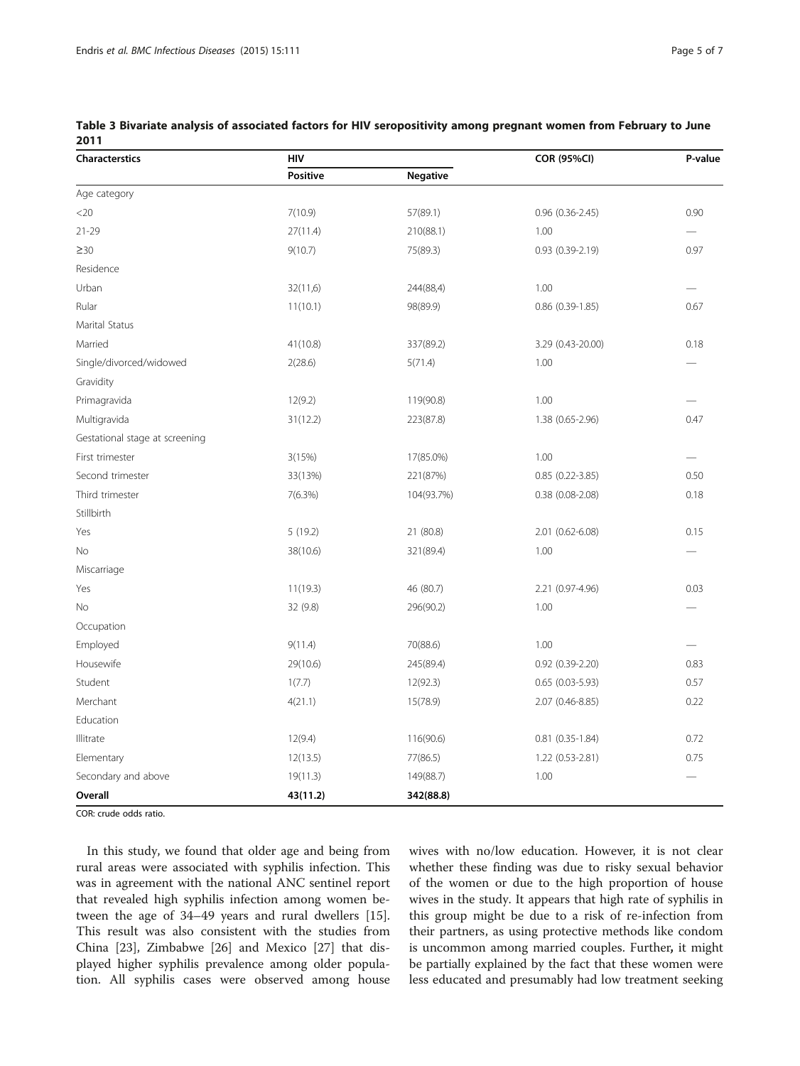**Table 3 Bivariate analysis of associated factors for HIV seropositivity among pregnant women from February to June 2011**

| Characterstics | HIV | | COR (95%CI) | P-value |
|---|---|---|---|---|
| | Positive | Negative | | |
| Age category | | | | |
| <20 | 7(10.9) | 57(89.1) | 0.96 (0.36-2.45) | 0.90 |
| 21-29 | 27(11.4) | 210(88.1) | 1.00 | — |
| ≥30 | 9(10.7) | 75(89.3) | 0.93 (0.39-2.19) | 0.97 |
| Residence | | | | |
| Urban | 32(11,6) | 244(88,4) | 1.00 | — |
| Rular | 11(10.1) | 98(89.9) | 0.86 (0.39-1.85) | 0.67 |
| Marital Status | | | | |
| Married | 41(10.8) | 337(89.2) | 3.29 (0.43-20.00) | 0.18 |
| Single/divorced/widowed | 2(28.6) | 5(71.4) | 1.00 | — |
| Gravidity | | | | |
| Primagravida | 12(9.2) | 119(90.8) | 1.00 | — |
| Multigravida | 31(12.2) | 223(87.8) | 1.38 (0.65-2.96) | 0.47 |
| Gestational stage at screening | | | | |
| First trimester | 3(15%) | 17(85.0%) | 1.00 | — |
| Second trimester | 33(13%) | 221(87%) | 0.85 (0.22-3.85) | 0.50 |
| Third trimester | 7(6.3%) | 104(93.7%) | 0.38 (0.08-2.08) | 0.18 |
| Stillbirth | | | | |
| Yes | 5 (19.2) | 21 (80.8) | 2.01 (0.62-6.08) | 0.15 |
| No | 38(10.6) | 321(89.4) | 1.00 | — |
| Miscarriage | | | | |
| Yes | 11(19.3) | 46 (80.7) | 2.21 (0.97-4.96) | 0.03 |
| No | 32 (9.8) | 296(90.2) | 1.00 | — |
| Occupation | | | | |
| Employed | 9(11.4) | 70(88.6) | 1.00 | — |
| Housewife | 29(10.6) | 245(89.4) | 0.92 (0.39-2.20) | 0.83 |
| Student | 1(7.7) | 12(92.3) | 0.65 (0.03-5.93) | 0.57 |
| Merchant | 4(21.1) | 15(78.9) | 2.07 (0.46-8.85) | 0.22 |
| Education | | | | |
| Illitrate | 12(9.4) | 116(90.6) | 0.81 (0.35-1.84) | 0.72 |
| Elementary | 12(13.5) | 77(86.5) | 1.22 (0.53-2.81) | 0.75 |
| Secondary and above | 19(11.3) | 149(88.7) | 1.00 | — |
| **Overall** | **43(11.2)** | **342(88.8)** | | |

COR: crude odds ratio.

In this study, we found that older age and being from rural areas were associated with syphilis infection. This was in agreement with the national ANC sentinel report that revealed high syphilis infection among women between the age of 34–49 years and rural dwellers [15]. This result was also consistent with the studies from China [23], Zimbabwe [26] and Mexico [27] that displayed higher syphilis prevalence among older population. All syphilis cases were observed among house wives with no/low education. However, it is not clear whether these finding was due to risky sexual behavior of the women or due to the high proportion of house wives in the study. It appears that high rate of syphilis in this group might be due to a risk of re-infection from their partners, as using protective methods like condom is uncommon among married couples. Further**,** it might be partially explained by the fact that these women were less educated and presumably had low treatment seeking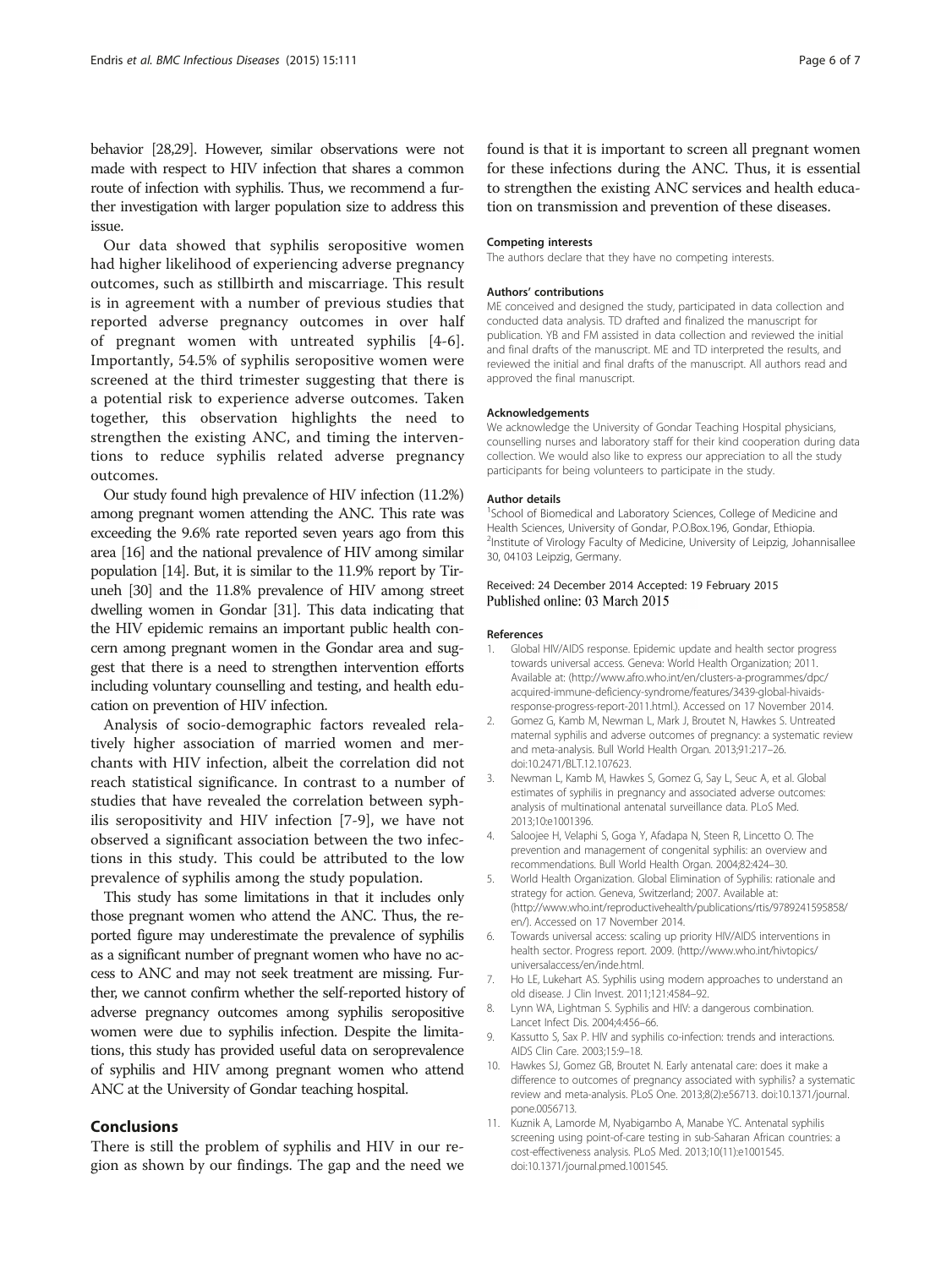behavior [28,29]. However, similar observations were not made with respect to HIV infection that shares a common route of infection with syphilis. Thus, we recommend a further investigation with larger population size to address this issue.

Our data showed that syphilis seropositive women had higher likelihood of experiencing adverse pregnancy outcomes, such as stillbirth and miscarriage. This result is in agreement with a number of previous studies that reported adverse pregnancy outcomes in over half of pregnant women with untreated syphilis [4-6]. Importantly, 54.5% of syphilis seropositive women were screened at the third trimester suggesting that there is a potential risk to experience adverse outcomes. Taken together, this observation highlights the need to strengthen the existing ANC, and timing the interventions to reduce syphilis related adverse pregnancy outcomes.

Our study found high prevalence of HIV infection (11.2%) among pregnant women attending the ANC. This rate was exceeding the 9.6% rate reported seven years ago from this area [16] and the national prevalence of HIV among similar population [14]. But, it is similar to the 11.9% report by Tiruneh [30] and the 11.8% prevalence of HIV among street dwelling women in Gondar [31]. This data indicating that the HIV epidemic remains an important public health concern among pregnant women in the Gondar area and suggest that there is a need to strengthen intervention efforts including voluntary counselling and testing, and health education on prevention of HIV infection.

Analysis of socio-demographic factors revealed relatively higher association of married women and merchants with HIV infection, albeit the correlation did not reach statistical significance. In contrast to a number of studies that have revealed the correlation between syphilis seropositivity and HIV infection [7-9], we have not observed a significant association between the two infections in this study. This could be attributed to the low prevalence of syphilis among the study population.

This study has some limitations in that it includes only those pregnant women who attend the ANC. Thus, the reported figure may underestimate the prevalence of syphilis as a significant number of pregnant women who have no access to ANC and may not seek treatment are missing. Further, we cannot confirm whether the self-reported history of adverse pregnancy outcomes among syphilis seropositive women were due to syphilis infection. Despite the limitations, this study has provided useful data on seroprevalence of syphilis and HIV among pregnant women who attend ANC at the University of Gondar teaching hospital.

## Conclusions

There is still the problem of syphilis and HIV in our region as shown by our findings. The gap and the need we found is that it is important to screen all pregnant women for these infections during the ANC. Thus, it is essential to strengthen the existing ANC services and health education on transmission and prevention of these diseases.

#### Competing interests

The authors declare that they have no competing interests.

#### Authors' contributions

ME conceived and designed the study, participated in data collection and conducted data analysis. TD drafted and finalized the manuscript for publication. YB and FM assisted in data collection and reviewed the initial and final drafts of the manuscript. ME and TD interpreted the results, and reviewed the initial and final drafts of the manuscript. All authors read and approved the final manuscript.

#### Acknowledgements

We acknowledge the University of Gondar Teaching Hospital physicians, counselling nurses and laboratory staff for their kind cooperation during data collection. We would also like to express our appreciation to all the study participants for being volunteers to participate in the study.

#### Author details

[1]School of Biomedical and Laboratory Sciences, College of Medicine and Health Sciences, University of Gondar, P.O.Box.196, Gondar, Ethiopia. [2]Institute of Virology Faculty of Medicine, University of Leipzig, Johannisallee 30, 04103 Leipzig, Germany.

Received: 24 December 2014 Accepted: 19 February 2015
Published online: 03 March 2015

#### References

1. Global HIV/AIDS response. Epidemic update and health sector progress towards universal access. Geneva: World Health Organization; 2011. Available at: (http://www.afro.who.int/en/clusters-a-programmes/dpc/acquired-immune-deficiency-syndrome/features/3439-global-hivaids-response-progress-report-2011.html.). Accessed on 17 November 2014.
2. Gomez G, Kamb M, Newman L, Mark J, Broutet N, Hawkes S. Untreated maternal syphilis and adverse outcomes of pregnancy: a systematic review and meta-analysis. Bull World Health Organ. 2013;91:217–26. doi:10.2471/BLT.12.107623.
3. Newman L, Kamb M, Hawkes S, Gomez G, Say L, Seuc A, et al. Global estimates of syphilis in pregnancy and associated adverse outcomes: analysis of multinational antenatal surveillance data. PLoS Med. 2013;10:e1001396.
4. Saloojee H, Velaphi S, Goga Y, Afadapa N, Steen R, Lincetto O. The prevention and management of congenital syphilis: an overview and recommendations. Bull World Health Organ. 2004;82:424–30.
5. World Health Organization. Global Elimination of Syphilis: rationale and strategy for action. Geneva, Switzerland; 2007. Available at: (http://www.who.int/reproductivehealth/publications/rtis/9789241595858/en/). Accessed on 17 November 2014.
6. Towards universal access: scaling up priority HIV/AIDS interventions in health sector. Progress report. 2009. (http://www.who.int/hivtopics/universalaccess/en/inde.html.
7. Ho LE, Lukehart AS. Syphilis using modern approaches to understand an old disease. J Clin Invest. 2011;121:4584–92.
8. Lynn WA, Lightman S. Syphilis and HIV: a dangerous combination. Lancet Infect Dis. 2004;4:456–66.
9. Kassutto S, Sax P. HIV and syphilis co-infection: trends and interactions. AIDS Clin Care. 2003;15:9–18.
10. Hawkes SJ, Gomez GB, Broutet N. Early antenatal care: does it make a difference to outcomes of pregnancy associated with syphilis? a systematic review and meta-analysis. PLoS One. 2013;8(2):e56713. doi:10.1371/journal.pone.0056713.
11. Kuznik A, Lamorde M, Nyabigambo A, Manabe YC. Antenatal syphilis screening using point-of-care testing in sub-Saharan African countries: a cost-effectiveness analysis. PLoS Med. 2013;10(11):e1001545. doi:10.1371/journal.pmed.1001545.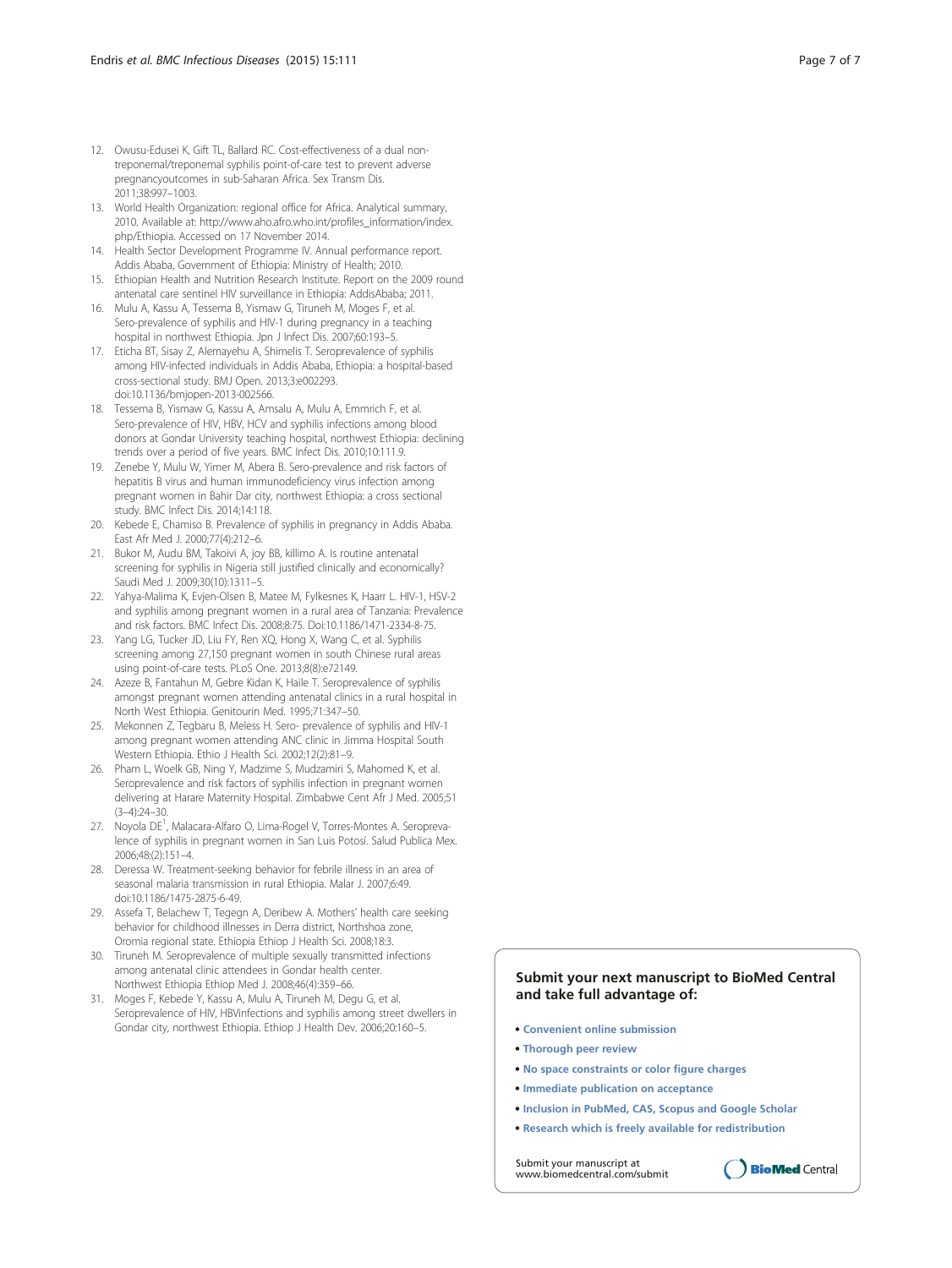12. Owusu-Edusei K, Gift TL, Ballard RC. Cost-effectiveness of a dual non-treponemal/treponemal syphilis point-of-care test to prevent adverse pregnancyoutcomes in sub-Saharan Africa. Sex Transm Dis. 2011;38:997–1003.
13. World Health Organization: regional office for Africa. Analytical summary, 2010. Available at: http://www.aho.afro.who.int/profiles_information/index.php/Ethiopia. Accessed on 17 November 2014.
14. Health Sector Development Programme IV. Annual performance report. Addis Ababa, Government of Ethiopia: Ministry of Health; 2010.
15. Ethiopian Health and Nutrition Research Institute. Report on the 2009 round antenatal care sentinel HIV surveillance in Ethiopia: AddisAbaba; 2011.
16. Mulu A, Kassu A, Tessema B, Yismaw G, Tiruneh M, Moges F, et al. Sero-prevalence of syphilis and HIV-1 during pregnancy in a teaching hospital in northwest Ethiopia. Jpn J Infect Dis. 2007;60:193–5.
17. Eticha BT, Sisay Z, Alemayehu A, Shimelis T. Seroprevalence of syphilis among HIV-infected individuals in Addis Ababa, Ethiopia: a hospital-based cross-sectional study. BMJ Open. 2013;3:e002293. doi:10.1136/bmjopen-2013-002566.
18. Tessema B, Yismaw G, Kassu A, Amsalu A, Mulu A, Emmrich F, et al. Sero-prevalence of HIV, HBV, HCV and syphilis infections among blood donors at Gondar University teaching hospital, northwest Ethiopia: declining trends over a period of five years. BMC Infect Dis. 2010;10:111.9.
19. Zenebe Y, Mulu W, Yimer M, Abera B. Sero-prevalence and risk factors of hepatitis B virus and human immunodeficiency virus infection among pregnant women in Bahir Dar city, northwest Ethiopia: a cross sectional study. BMC Infect Dis. 2014;14:118.
20. Kebede E, Chamiso B. Prevalence of syphilis in pregnancy in Addis Ababa. East Afr Med J. 2000;77(4):212–6.
21. Bukor M, Audu BM, Takoivi A, joy BB, killimo A. Is routine antenatal screening for syphilis in Nigeria still justified clinically and economically? Saudi Med J. 2009;30(10):1311–5.
22. Yahya-Malima K, Evjen-Olsen B, Matee M, Fylkesnes K, Haarr L. HIV-1, HSV-2 and syphilis among pregnant women in a rural area of Tanzania: Prevalence and risk factors. BMC Infect Dis. 2008;8:75. Doi:10.1186/1471-2334-8-75.
23. Yang LG, Tucker JD, Liu FY, Ren XQ, Hong X, Wang C, et al. Syphilis screening among 27,150 pregnant women in south Chinese rural areas using point-of-care tests. PLoS One. 2013;8(8):e72149.
24. Azeze B, Fantahun M, Gebre Kidan K, Haile T. Seroprevalence of syphilis amongst pregnant women attending antenatal clinics in a rural hospital in North West Ethiopia. Genitourin Med. 1995;71:347–50.
25. Mekonnen Z, Tegbaru B, Meless H. Sero- prevalence of syphilis and HIV-1 among pregnant women attending ANC clinic in Jimma Hospital South Western Ethiopia. Ethio J Health Sci. 2002;12(2):81–9.
26. Pham L, Woelk GB, Ning Y, Madzime S, Mudzamiri S, Mahomed K, et al. Seroprevalence and risk factors of syphilis infection in pregnant women delivering at Harare Maternity Hospital. Zimbabwe Cent Afr J Med. 2005;51 (3–4):24–30.
27. Noyola DE[1], Malacara-Alfaro O, Lima-Rogel V, Torres-Montes A. Seroprevalence of syphilis in pregnant women in San Luis Potosí. Salud Publica Mex. 2006;48:(2):151–4.
28. Deressa W. Treatment-seeking behavior for febrile illness in an area of seasonal malaria transmission in rural Ethiopia. Malar J. 2007;6:49. doi:10.1186/1475-2875-6-49.
29. Assefa T, Belachew T, Tegegn A, Deribew A. Mothers' health care seeking behavior for childhood illnesses in Derra district, Northshoa zone, Oromia regional state. Ethiopia Ethiop J Health Sci. 2008;18:3.
30. Tiruneh M. Seroprevalence of multiple sexually transmitted infections among antenatal clinic attendees in Gondar health center. Northwest Ethiopia Ethiop Med J. 2008;46(4):359–66.
31. Moges F, Kebede Y, Kassu A, Mulu A, Tiruneh M, Degu G, et al. Seroprevalence of HIV, HBVinfections and syphilis among street dwellers in Gondar city, northwest Ethiopia. Ethiop J Health Dev. 2006;20:160–5.

**Submit your next manuscript to BioMed Central and take full advantage of:**

- **Convenient online submission**
- **Thorough peer review**
- **No space constraints or color figure charges**
- **Immediate publication on acceptance**
- **Inclusion in PubMed, CAS, Scopus and Google Scholar**
- **Research which is freely available for redistribution**

Submit your manuscript at
www.biomedcentral.com/submit

BioMed Central